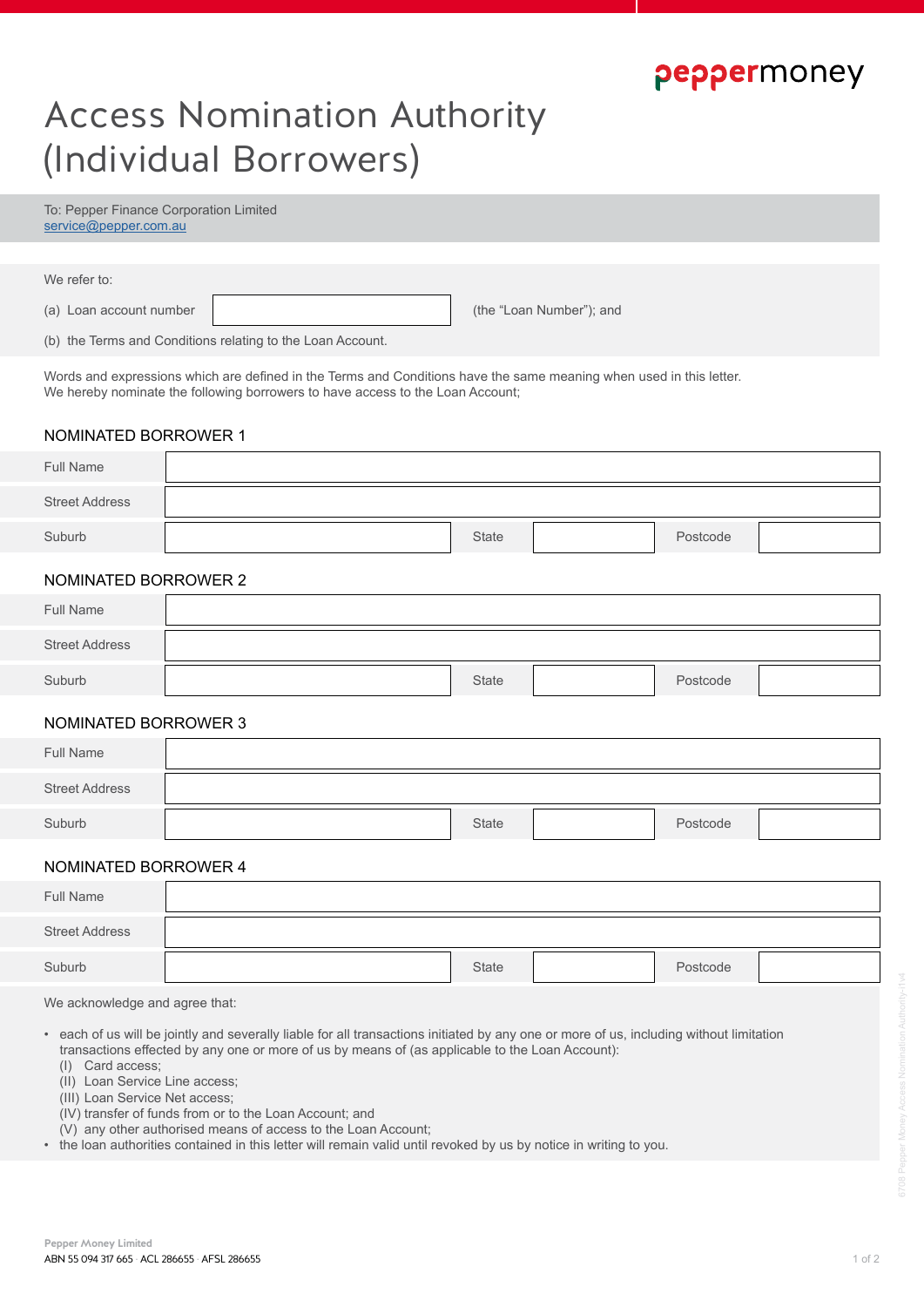# Access Nomination Authority (Individual Borrowers)

To: Pepper Finance Corporation Limited
service@pepper.com.au

We refer to:

(a) Loan account number | | (the "Loan Number"); and

(b) the Terms and Conditions relating to the Loan Account.

Words and expressions which are defined in the Terms and Conditions have the same meaning when used in this letter.
We hereby nominate the following borrowers to have access to the Loan Account;

## NOMINATED BORROWER 1

| Full Name | | | | | |
|---|---|---|---|---|---|
| Street Address | | | | | |
| Suburb | | State | | Postcode | |

## NOMINATED BORROWER 2

| Full Name | | | | | |
|---|---|---|---|---|---|
| Street Address | | | | | |
| Suburb | | State | | Postcode | |

## NOMINATED BORROWER 3

| Full Name | | | | | |
|---|---|---|---|---|---|
| Street Address | | | | | |
| Suburb | | State | | Postcode | |

## NOMINATED BORROWER 4

| Full Name | | | | | |
|---|---|---|---|---|---|
| Street Address | | | | | |
| Suburb | | State | | Postcode | |

We acknowledge and agree that:

- each of us will be jointly and severally liable for all transactions initiated by any one or more of us, including without limitation transactions effected by any one or more of us by means of (as applicable to the Loan Account):
  - (I) Card access;
  - (II) Loan Service Line access;
  - (III) Loan Service Net access;
  - (IV) transfer of funds from or to the Loan Account; and
  - (V) any other authorised means of access to the Loan Account;
- the loan authorities contained in this letter will remain valid until revoked by us by notice in writing to you.

Pepper Money Limited
ABN 55 094 317 665 · ACL 286655 · AFSL 286655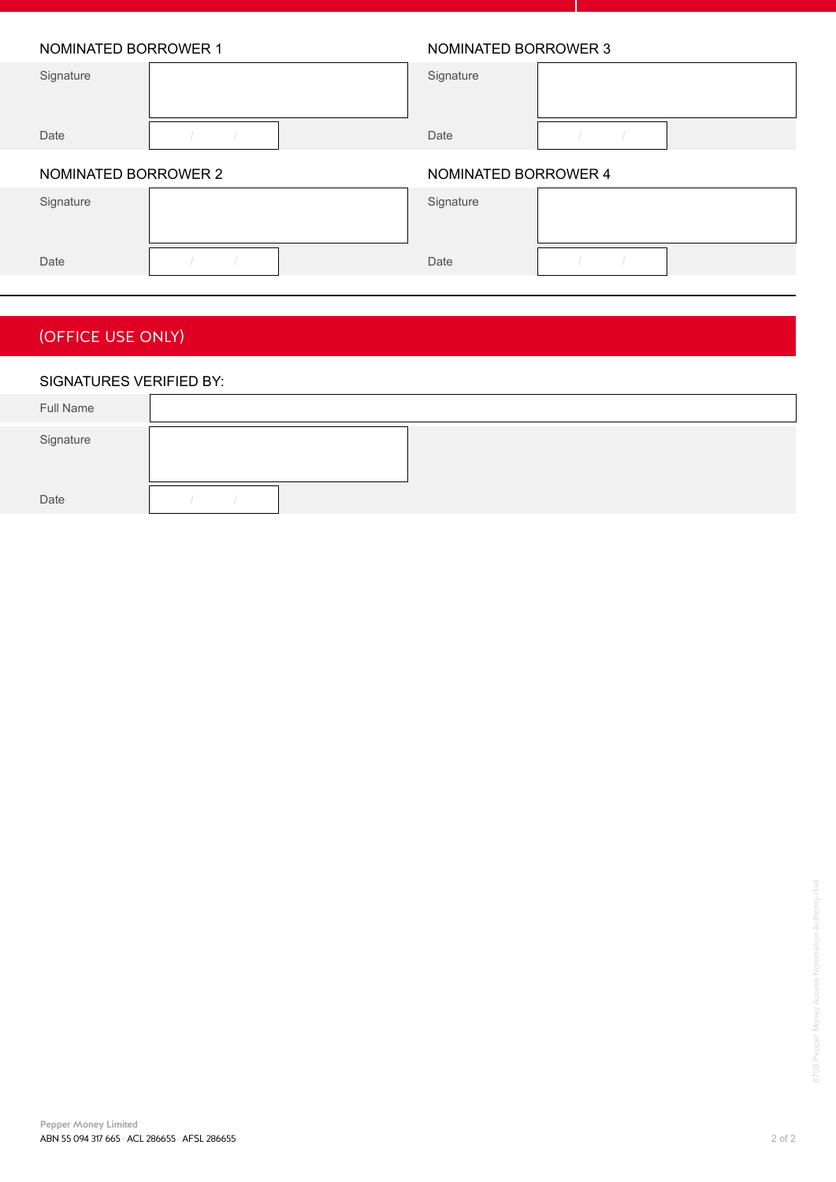## NOMINATED BORROWER 1

| | |
|---|---|
| Signature | |
| Date | / / |

## NOMINATED BORROWER 3

| | |
|---|---|
| Signature | |
| Date | / / |

## NOMINATED BORROWER 2

| | |
|---|---|
| Signature | |
| Date | / / |

## NOMINATED BORROWER 4

| | |
|---|---|
| Signature | |
| Date | / / |

## (OFFICE USE ONLY)

### SIGNATURES VERIFIED BY:

| | |
|---|---|
| Full Name | |
| Signature | |
| Date | / / |

6708 Pepper Money Access Nomination Authority-11v4

**Pepper Money Limited**
ABN 55 094 317 665 · ACL 286655 · AFSL 286655